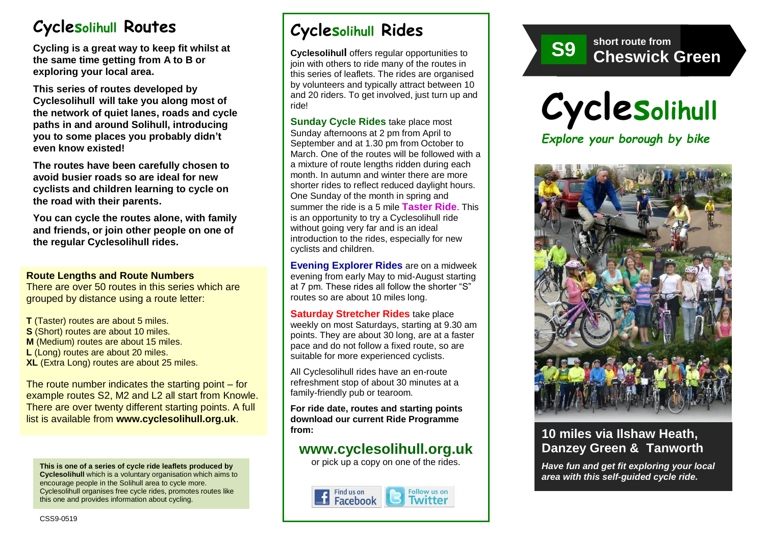# Cyclesolihull Routes

**Cycling is a great way to keep fit whilst at the same time getting from A to B or exploring your local area.**

**This series of routes developed by Cyclesolihull will take you along most of the network of quiet lanes, roads and cycle paths in and around Solihull, introducing you to some places you probably didn't even know existed!**

**The routes have been carefully chosen to avoid busier roads so are ideal for new cyclists and children learning to cycle on the road with their parents.**

**You can cycle the routes alone, with family and friends, or join other people on one of the regular Cyclesolihull rides.**

### Route Lengths and Route Numbers

There are over 50 routes in this series which are grouped by distance using a route letter:

**T** (Taster) routes are about 5 miles.
**S** (Short) routes are about 10 miles.
**M** (Medium) routes are about 15 miles.
**L** (Long) routes are about 20 miles.
**XL** (Extra Long) routes are about 25 miles.

The route number indicates the starting point – for example routes S2, M2 and L2 all start from Knowle. There are over twenty different starting points. A full list is available from **www.cyclesolihull.org.uk**.

**This is one of a series of cycle ride leaflets produced by Cyclesolihull** which is a voluntary organisation which aims to encourage people in the Solihull area to cycle more. Cyclesolihull organises free cycle rides, promotes routes like this one and provides information about cycling.

CSS9-0519

# Cyclesolihull Rides

**Cyclesolihull** offers regular opportunities to join with others to ride many of the routes in this series of leaflets. The rides are organised by volunteers and typically attract between 10 and 20 riders. To get involved, just turn up and ride!

**Sunday Cycle Rides** take place most Sunday afternoons at 2 pm from April to September and at 1.30 pm from October to March. One of the routes will be followed with a a mixture of route lengths ridden during each month. In autumn and winter there are more shorter rides to reflect reduced daylight hours. One Sunday of the month in spring and summer the ride is a 5 mile **Taster Ride**. This is an opportunity to try a Cyclesolihull ride without going very far and is an ideal introduction to the rides, especially for new cyclists and children.

**Evening Explorer Rides** are on a midweek evening from early May to mid-August starting at 7 pm. These rides all follow the shorter "S" routes so are about 10 miles long.

**Saturday Stretcher Rides** take place weekly on most Saturdays, starting at 9.30 am points. They are about 30 long, are at a faster pace and do not follow a fixed route, so are suitable for more experienced cyclists.

All Cyclesolihull rides have an en-route refreshment stop of about 30 minutes at a family-friendly pub or tearoom.

**For ride date, routes and starting points download our current Ride Programme from:**

## www.cyclesolihull.org.uk

or pick up a copy on one of the rides.

Find us on Facebook | Follow us on Twitter

# S9 short route from Cheswick Green

# Cyclesolihull

*Explore your borough by bike*

## 10 miles via Ilshaw Heath, Danzey Green & Tanworth

***Have fun and get fit exploring your local area with this self-guided cycle ride.***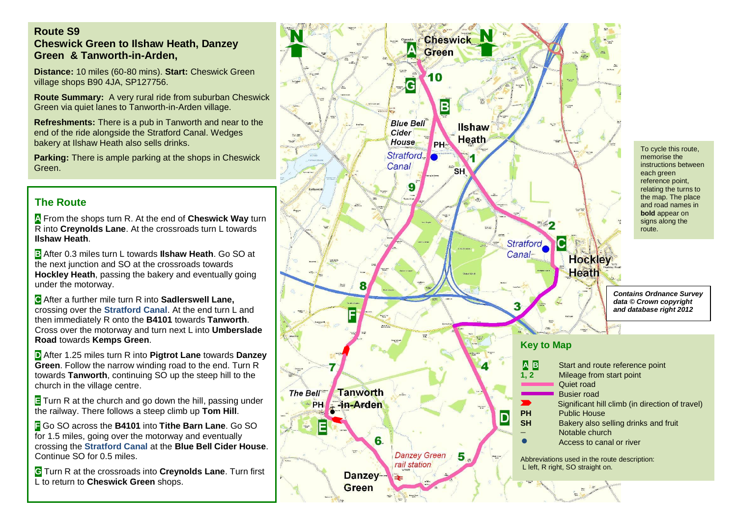## Route S9

## Cheswick Green to Ilshaw Heath, Danzey Green & Tanworth-in-Arden,

**Distance:** 10 miles (60-80 mins). **Start:** Cheswick Green village shops B90 4JA, SP127756.

**Route Summary:** A very rural ride from suburban Cheswick Green via quiet lanes to Tanworth-in-Arden village.

**Refreshments:** There is a pub in Tanworth and near to the end of the ride alongside the Stratford Canal. Wedges bakery at Ilshaw Heath also sells drinks.

**Parking:** There is ample parking at the shops in Cheswick Green.

## The Route

**A** From the shops turn R. At the end of **Cheswick Way** turn R into **Creynolds Lane**. At the crossroads turn L towards **Ilshaw Heath**.

**B** After 0.3 miles turn L towards **Ilshaw Heath**. Go SO at the next junction and SO at the crossroads towards **Hockley Heath**, passing the bakery and eventually going under the motorway.

**C** After a further mile turn R into **Sadlerswell Lane,** crossing over the **Stratford Canal**. At the end turn L and then immediately R onto the **B4101** towards **Tanworth**. Cross over the motorway and turn next L into **Umberslade Road** towards **Kemps Green**.

**D** After 1.25 miles turn R into **Pigtrot Lane** towards **Danzey Green**. Follow the narrow winding road to the end. Turn R towards **Tanworth**, continuing SO up the steep hill to the church in the village centre.

**E** Turn R at the church and go down the hill, passing under the railway. There follows a steep climb up **Tom Hill**.

**F** Go SO across the **B4101** into **Tithe Barn Lane**. Go SO for 1.5 miles, going over the motorway and eventually crossing the **Stratford Canal** at the **Blue Bell Cider House**. Continue SO for 0.5 miles.

**G** Turn R at the crossroads into **Creynolds Lane**. Turn first L to return to **Cheswick Green** shops.

N

Cheswick Green

A

G

10

B

Blue Bell Cider House

PH

Ilshaw Heath

Stratford Canal

1

SH

9

2

Stratford Canal

C

Hockley Heath

8

3

F

7

4

The Bell

PH

Tanworth -in-Arden

D

E

6

Danzey Green rail station

5

Danzey Green

To cycle this route, memorise the instructions between each green reference point, relating the turns to the map. The place and road names in **bold** appear on signs along the route.

***Contains Ordnance Survey data © Crown copyright and database right 2012***

## Key to Map

| | |
|---|---|
| A B | Start and route reference point |
| 1, 2 | Mileage from start point |
| | Quiet road |
| | Busier road |
| | Significant hill climb (in direction of travel) |
| PH | Public House |
| SH | Bakery also selling drinks and fruit |
| | Notable church |
| ● | Access to canal or river |

Abbreviations used in the route description: L left, R right, SO straight on.